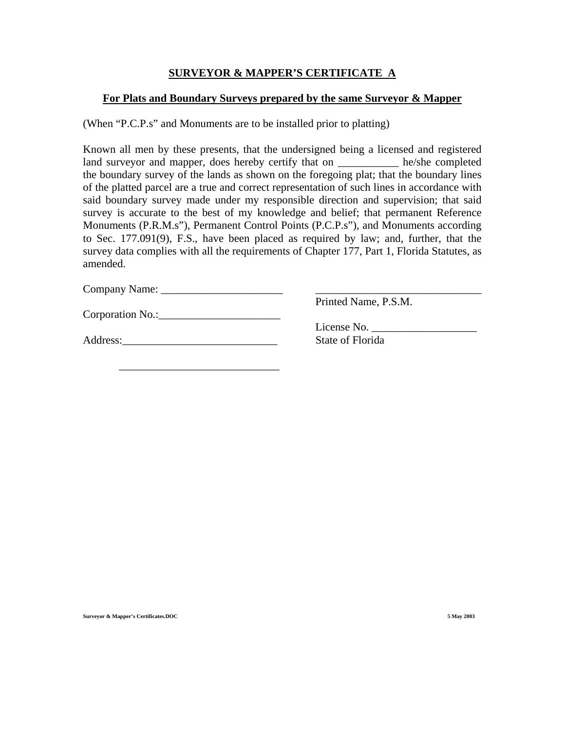## SURVEYOR & MAPPER'S CERTIFICATE A

### For Plats and Boundary Surveys prepared by the same Surveyor & Mapper

(When "P.C.P.s" and Monuments are to be installed prior to platting)

Known all men by these presents, that the undersigned being a licensed and registered land surveyor and mapper, does hereby certify that on ___________ he/she completed the boundary survey of the lands as shown on the foregoing plat; that the boundary lines of the platted parcel are a true and correct representation of such lines in accordance with said boundary survey made under my responsible direction and supervision; that said survey is accurate to the best of my knowledge and belief; that permanent Reference Monuments (P.R.M.s"), Permanent Control Points (P.C.P.s"), and Monuments according to Sec. 177.091(9), F.S., have been placed as required by law; and, further, that the survey data complies with all the requirements of Chapter 177, Part 1, Florida Statutes, as amended.

Company Name: ______________________

Corporation No.:______________________

Address:____________________________

____________________________

______________________________
Printed Name, P.S.M.

License No. ___________________
State of Florida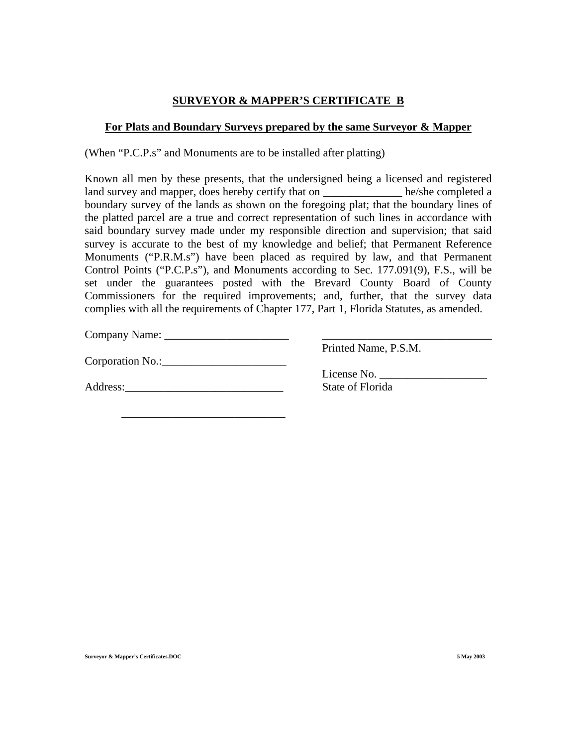## SURVEYOR & MAPPER'S CERTIFICATE B

### For Plats and Boundary Surveys prepared by the same Surveyor & Mapper

(When "P.C.P.s" and Monuments are to be installed after platting)

Known all men by these presents, that the undersigned being a licensed and registered land survey and mapper, does hereby certify that on ______________ he/she completed a boundary survey of the lands as shown on the foregoing plat; that the boundary lines of the platted parcel are a true and correct representation of such lines in accordance with said boundary survey made under my responsible direction and supervision; that said survey is accurate to the best of my knowledge and belief; that Permanent Reference Monuments ("P.R.M.s") have been placed as required by law, and that Permanent Control Points ("P.C.P.s"), and Monuments according to Sec. 177.091(9), F.S., will be set under the guarantees posted with the Brevard County Board of County Commissioners for the required improvements; and, further, that the survey data complies with all the requirements of Chapter 177, Part 1, Florida Statutes, as amended.

Company Name: ______________________

Corporation No.:______________________

Address:____________________________

_____________________________

______________________________
Printed Name, P.S.M.

License No. ___________________
State of Florida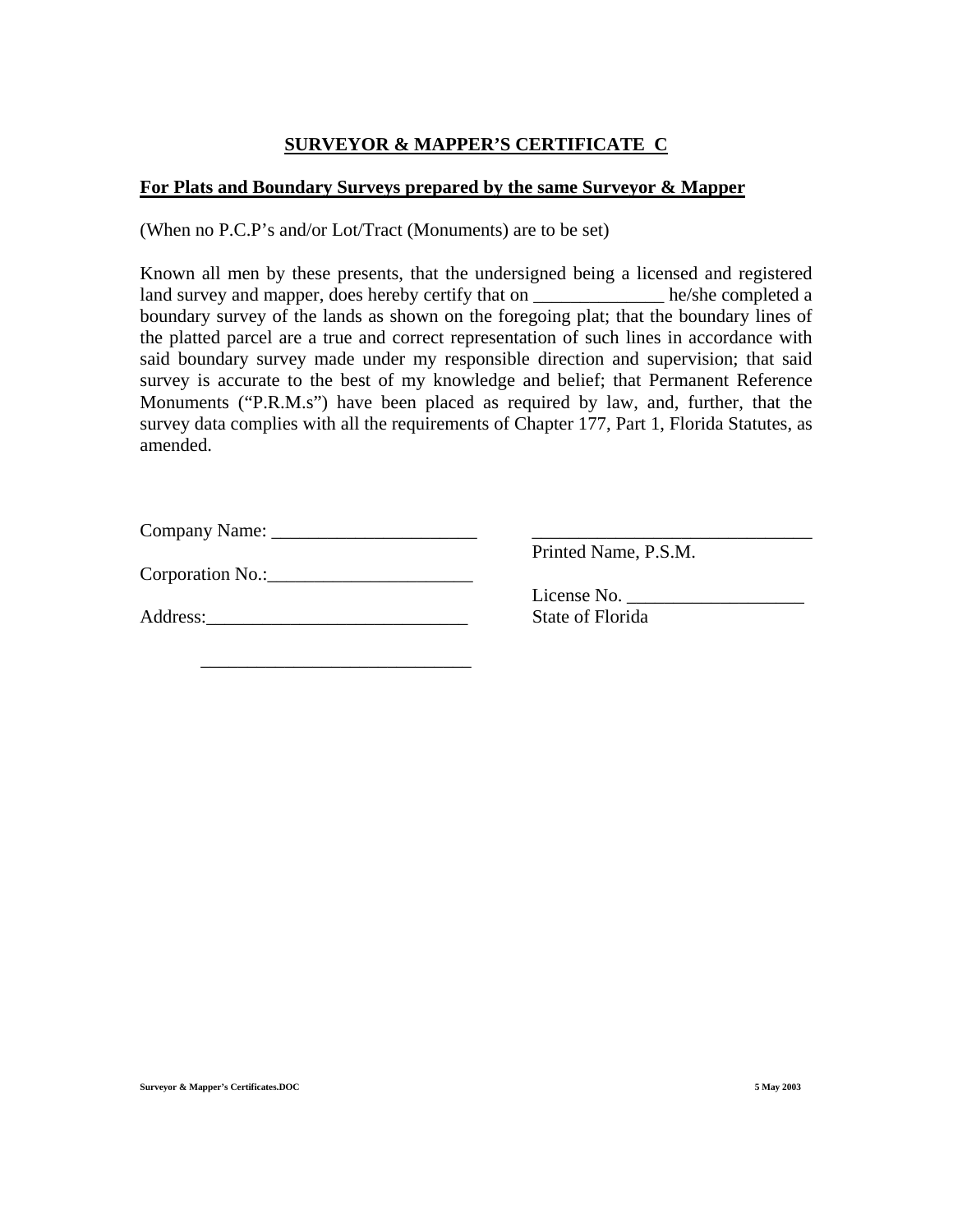## SURVEYOR & MAPPER'S CERTIFICATE C

**For Plats and Boundary Surveys prepared by the same Surveyor & Mapper**

(When no P.C.P's and/or Lot/Tract (Monuments) are to be set)

Known all men by these presents, that the undersigned being a licensed and registered land survey and mapper, does hereby certify that on ______________ he/she completed a boundary survey of the lands as shown on the foregoing plat; that the boundary lines of the platted parcel are a true and correct representation of such lines in accordance with said boundary survey made under my responsible direction and supervision; that said survey is accurate to the best of my knowledge and belief; that Permanent Reference Monuments ("P.R.M.s") have been placed as required by law, and, further, that the survey data complies with all the requirements of Chapter 177, Part 1, Florida Statutes, as amended.

Company Name: ______________________

Corporation No.:______________________

Address:____________________________

____________________________

______________________________
Printed Name, P.S.M.

License No. ___________________
State of Florida